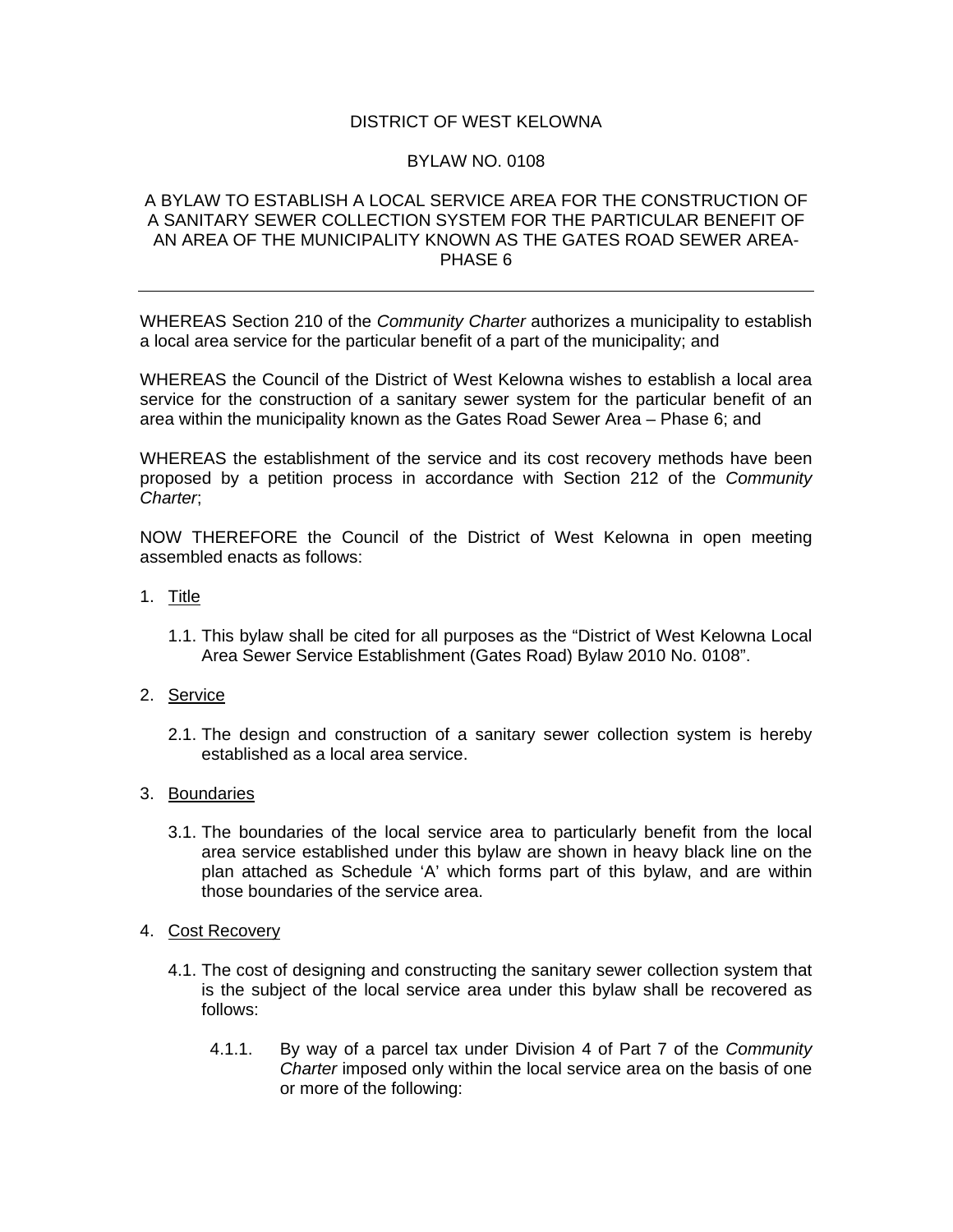DISTRICT OF WEST KELOWNA

BYLAW NO. 0108

A BYLAW TO ESTABLISH A LOCAL SERVICE AREA FOR THE CONSTRUCTION OF A SANITARY SEWER COLLECTION SYSTEM FOR THE PARTICULAR BENEFIT OF AN AREA OF THE MUNICIPALITY KNOWN AS THE GATES ROAD SEWER AREA-PHASE 6

---

WHEREAS Section 210 of the *Community Charter* authorizes a municipality to establish a local area service for the particular benefit of a part of the municipality; and

WHEREAS the Council of the District of West Kelowna wishes to establish a local area service for the construction of a sanitary sewer system for the particular benefit of an area within the municipality known as the Gates Road Sewer Area – Phase 6; and

WHEREAS the establishment of the service and its cost recovery methods have been proposed by a petition process in accordance with Section 212 of the *Community Charter*;

NOW THEREFORE the Council of the District of West Kelowna in open meeting assembled enacts as follows:

1. <u>Title</u>

   1.1. This bylaw shall be cited for all purposes as the "District of West Kelowna Local Area Sewer Service Establishment (Gates Road) Bylaw 2010 No. 0108".

2. <u>Service</u>

   2.1. The design and construction of a sanitary sewer collection system is hereby established as a local area service.

3. <u>Boundaries</u>

   3.1. The boundaries of the local service area to particularly benefit from the local area service established under this bylaw are shown in heavy black line on the plan attached as Schedule 'A' which forms part of this bylaw, and are within those boundaries of the service area.

4. <u>Cost Recovery</u>

   4.1. The cost of designing and constructing the sanitary sewer collection system that is the subject of the local service area under this bylaw shall be recovered as follows:

      4.1.1. By way of a parcel tax under Division 4 of Part 7 of the *Community Charter* imposed only within the local service area on the basis of one or more of the following: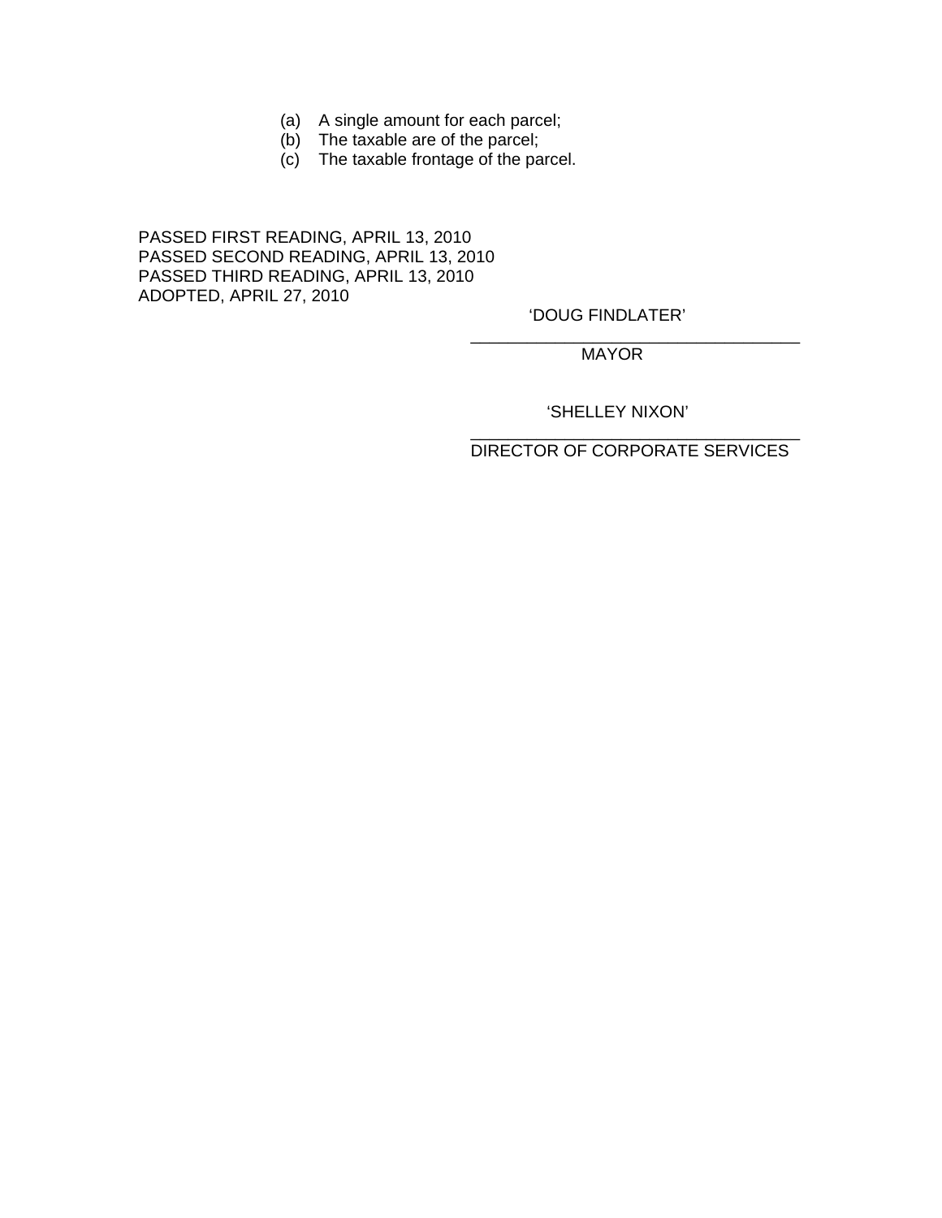(a) A single amount for each parcel;
(b) The taxable are of the parcel;
(c) The taxable frontage of the parcel.

PASSED FIRST READING, APRIL 13, 2010
PASSED SECOND READING, APRIL 13, 2010
PASSED THIRD READING, APRIL 13, 2010
ADOPTED, APRIL 27, 2010

'DOUG FINDLATER'

\_\_\_\_\_\_\_\_\_\_\_\_\_\_\_\_\_\_\_\_\_\_\_\_\_\_\_\_\_\_\_\_\_\_\_\_

MAYOR

'SHELLEY NIXON'

\_\_\_\_\_\_\_\_\_\_\_\_\_\_\_\_\_\_\_\_\_\_\_\_\_\_\_\_\_\_\_\_\_\_\_\_

DIRECTOR OF CORPORATE SERVICES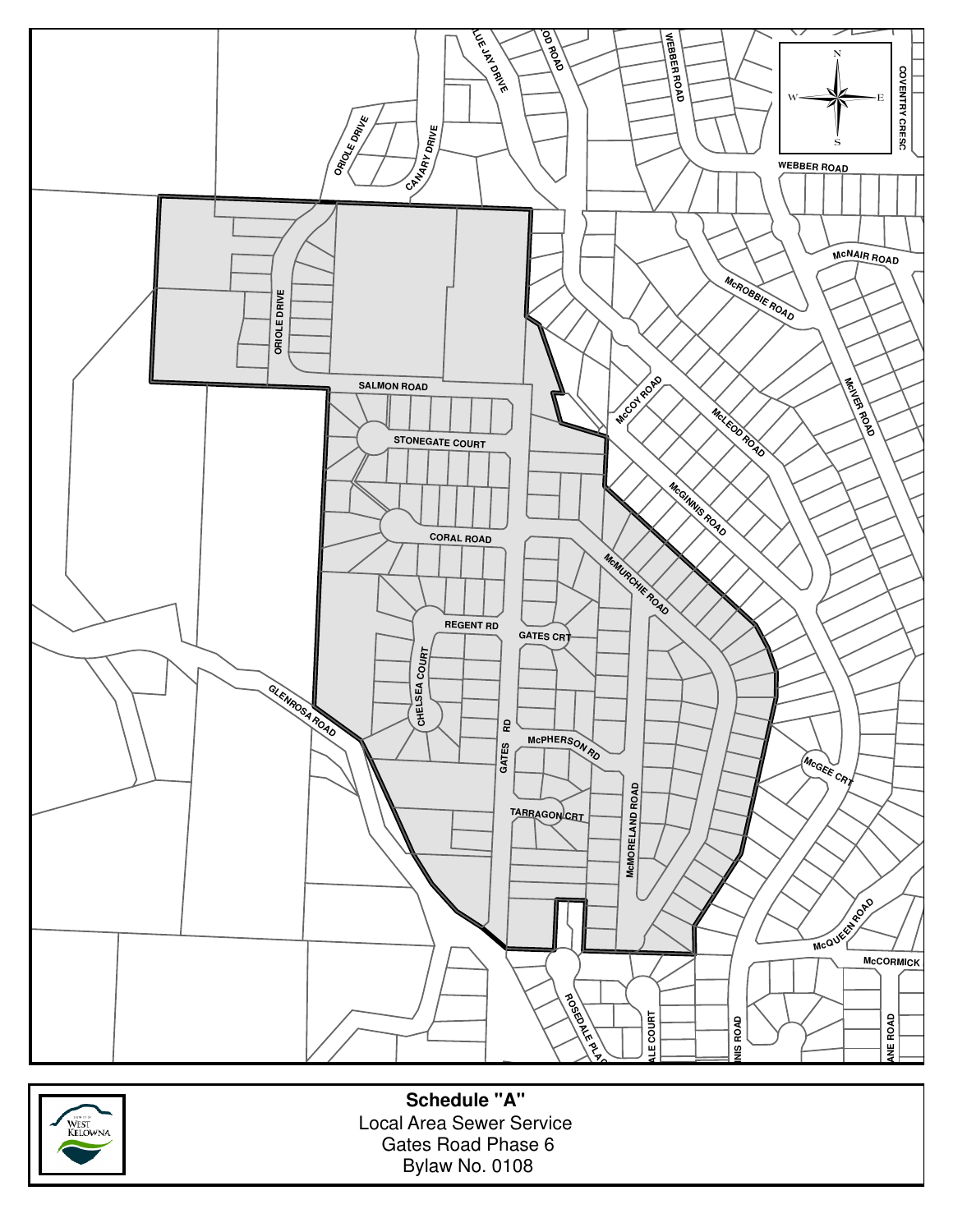ORIOLE DRIVE

CANARY DRIVE

BLUE JAY DRIVE

WEBBER ROAD

COVENTRY CRESC

MCNAIR ROAD

MCROBBIE ROAD

SALMON ROAD

STONEGATE COURT

MCCOY ROAD

MCLEOD ROAD

MCIVER ROAD

MCGINNIS ROAD

CORAL ROAD

MCMURCHIE ROAD

REGENT RD

GATES CRT

CHELSEA COURT

GLENROSA ROAD

GATES RD

MCPHERSON RD

MCGEE CRT

TARRAGON CRT

MCMORELAND ROAD

MCQUEEN ROAD

MCCORMICK

ROSEDALE PLACE

N

W E

S

**Schedule "A"**

Local Area Sewer Service

Gates Road Phase 6

Bylaw No. 0108